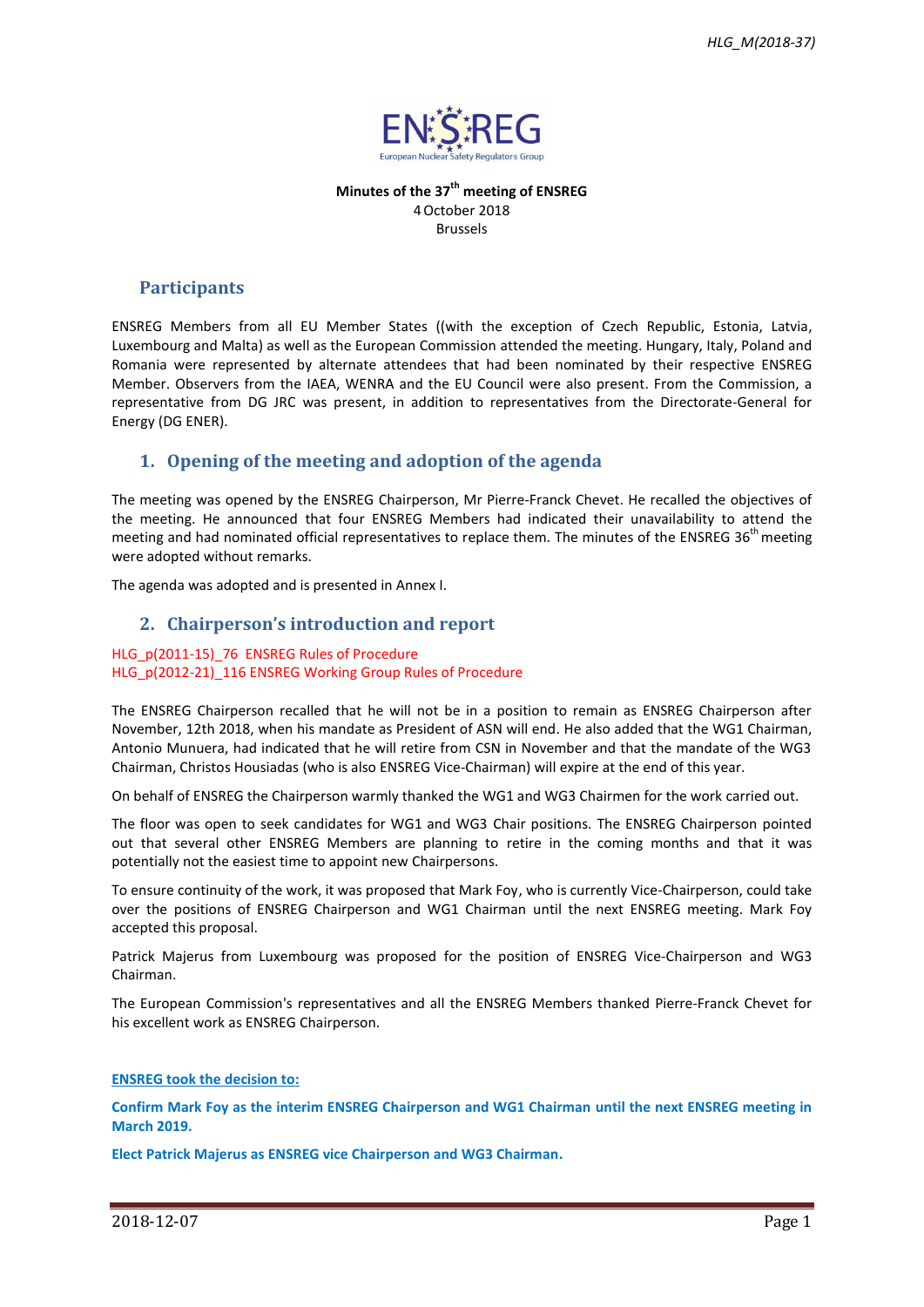**Minutes of the 37th meeting of ENSREG**
4 October 2018
Brussels

## Participants

ENSREG Members from all EU Member States ((with the exception of Czech Republic, Estonia, Latvia, Luxembourg and Malta) as well as the European Commission attended the meeting. Hungary, Italy, Poland and Romania were represented by alternate attendees that had been nominated by their respective ENSREG Member. Observers from the IAEA, WENRA and the EU Council were also present. From the Commission, a representative from DG JRC was present, in addition to representatives from the Directorate-General for Energy (DG ENER).

## 1. Opening of the meeting and adoption of the agenda

The meeting was opened by the ENSREG Chairperson, Mr Pierre-Franck Chevet. He recalled the objectives of the meeting. He announced that four ENSREG Members had indicated their unavailability to attend the meeting and had nominated official representatives to replace them. The minutes of the ENSREG 36th meeting were adopted without remarks.

The agenda was adopted and is presented in Annex I.

## 2. Chairperson's introduction and report

HLG_p(2011-15)_76 ENSREG Rules of Procedure
HLG_p(2012-21)_116 ENSREG Working Group Rules of Procedure

The ENSREG Chairperson recalled that he will not be in a position to remain as ENSREG Chairperson after November, 12th 2018, when his mandate as President of ASN will end. He also added that the WG1 Chairman, Antonio Munuera, had indicated that he will retire from CSN in November and that the mandate of the WG3 Chairman, Christos Housiadas (who is also ENSREG Vice-Chairman) will expire at the end of this year.

On behalf of ENSREG the Chairperson warmly thanked the WG1 and WG3 Chairmen for the work carried out.

The floor was open to seek candidates for WG1 and WG3 Chair positions. The ENSREG Chairperson pointed out that several other ENSREG Members are planning to retire in the coming months and that it was potentially not the easiest time to appoint new Chairpersons.

To ensure continuity of the work, it was proposed that Mark Foy, who is currently Vice-Chairperson, could take over the positions of ENSREG Chairperson and WG1 Chairman until the next ENSREG meeting. Mark Foy accepted this proposal.

Patrick Majerus from Luxembourg was proposed for the position of ENSREG Vice-Chairperson and WG3 Chairman.

The European Commission's representatives and all the ENSREG Members thanked Pierre-Franck Chevet for his excellent work as ENSREG Chairperson.

**ENSREG took the decision to:**

**Confirm Mark Foy as the interim ENSREG Chairperson and WG1 Chairman until the next ENSREG meeting in March 2019.**

**Elect Patrick Majerus as ENSREG vice Chairperson and WG3 Chairman.**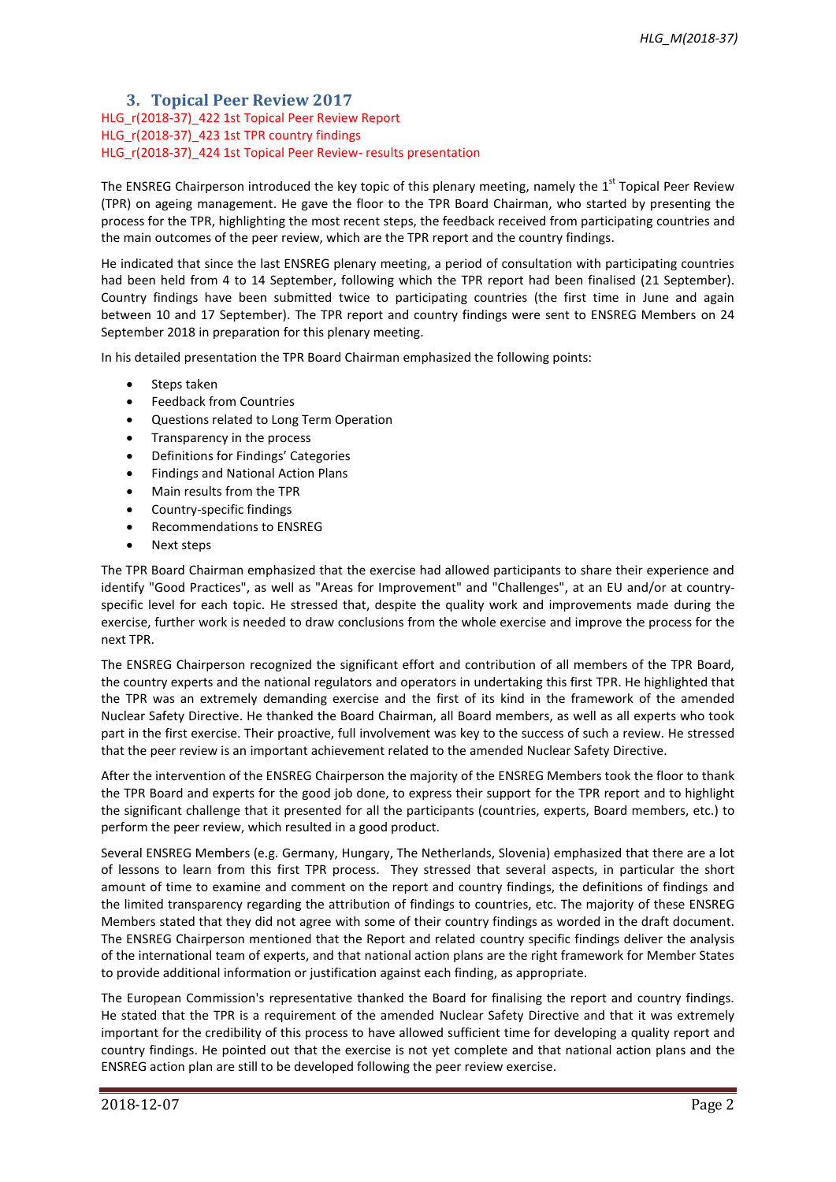## 3. Topical Peer Review 2017

HLG_r(2018-37)_422 1st Topical Peer Review Report
HLG_r(2018-37)_423 1st TPR country findings
HLG_r(2018-37)_424 1st Topical Peer Review- results presentation

The ENSREG Chairperson introduced the key topic of this plenary meeting, namely the 1st Topical Peer Review (TPR) on ageing management. He gave the floor to the TPR Board Chairman, who started by presenting the process for the TPR, highlighting the most recent steps, the feedback received from participating countries and the main outcomes of the peer review, which are the TPR report and the country findings.

He indicated that since the last ENSREG plenary meeting, a period of consultation with participating countries had been held from 4 to 14 September, following which the TPR report had been finalised (21 September). Country findings have been submitted twice to participating countries (the first time in June and again between 10 and 17 September). The TPR report and country findings were sent to ENSREG Members on 24 September 2018 in preparation for this plenary meeting.

In his detailed presentation the TPR Board Chairman emphasized the following points:

- Steps taken
- Feedback from Countries
- Questions related to Long Term Operation
- Transparency in the process
- Definitions for Findings' Categories
- Findings and National Action Plans
- Main results from the TPR
- Country-specific findings
- Recommendations to ENSREG
- Next steps

The TPR Board Chairman emphasized that the exercise had allowed participants to share their experience and identify "Good Practices", as well as "Areas for Improvement" and "Challenges", at an EU and/or at country-specific level for each topic. He stressed that, despite the quality work and improvements made during the exercise, further work is needed to draw conclusions from the whole exercise and improve the process for the next TPR.

The ENSREG Chairperson recognized the significant effort and contribution of all members of the TPR Board, the country experts and the national regulators and operators in undertaking this first TPR. He highlighted that the TPR was an extremely demanding exercise and the first of its kind in the framework of the amended Nuclear Safety Directive. He thanked the Board Chairman, all Board members, as well as all experts who took part in the first exercise. Their proactive, full involvement was key to the success of such a review. He stressed that the peer review is an important achievement related to the amended Nuclear Safety Directive.

After the intervention of the ENSREG Chairperson the majority of the ENSREG Members took the floor to thank the TPR Board and experts for the good job done, to express their support for the TPR report and to highlight the significant challenge that it presented for all the participants (countries, experts, Board members, etc.) to perform the peer review, which resulted in a good product.

Several ENSREG Members (e.g. Germany, Hungary, The Netherlands, Slovenia) emphasized that there are a lot of lessons to learn from this first TPR process. They stressed that several aspects, in particular the short amount of time to examine and comment on the report and country findings, the definitions of findings and the limited transparency regarding the attribution of findings to countries, etc. The majority of these ENSREG Members stated that they did not agree with some of their country findings as worded in the draft document. The ENSREG Chairperson mentioned that the Report and related country specific findings deliver the analysis of the international team of experts, and that national action plans are the right framework for Member States to provide additional information or justification against each finding, as appropriate.

The European Commission's representative thanked the Board for finalising the report and country findings. He stated that the TPR is a requirement of the amended Nuclear Safety Directive and that it was extremely important for the credibility of this process to have allowed sufficient time for developing a quality report and country findings. He pointed out that the exercise is not yet complete and that national action plans and the ENSREG action plan are still to be developed following the peer review exercise.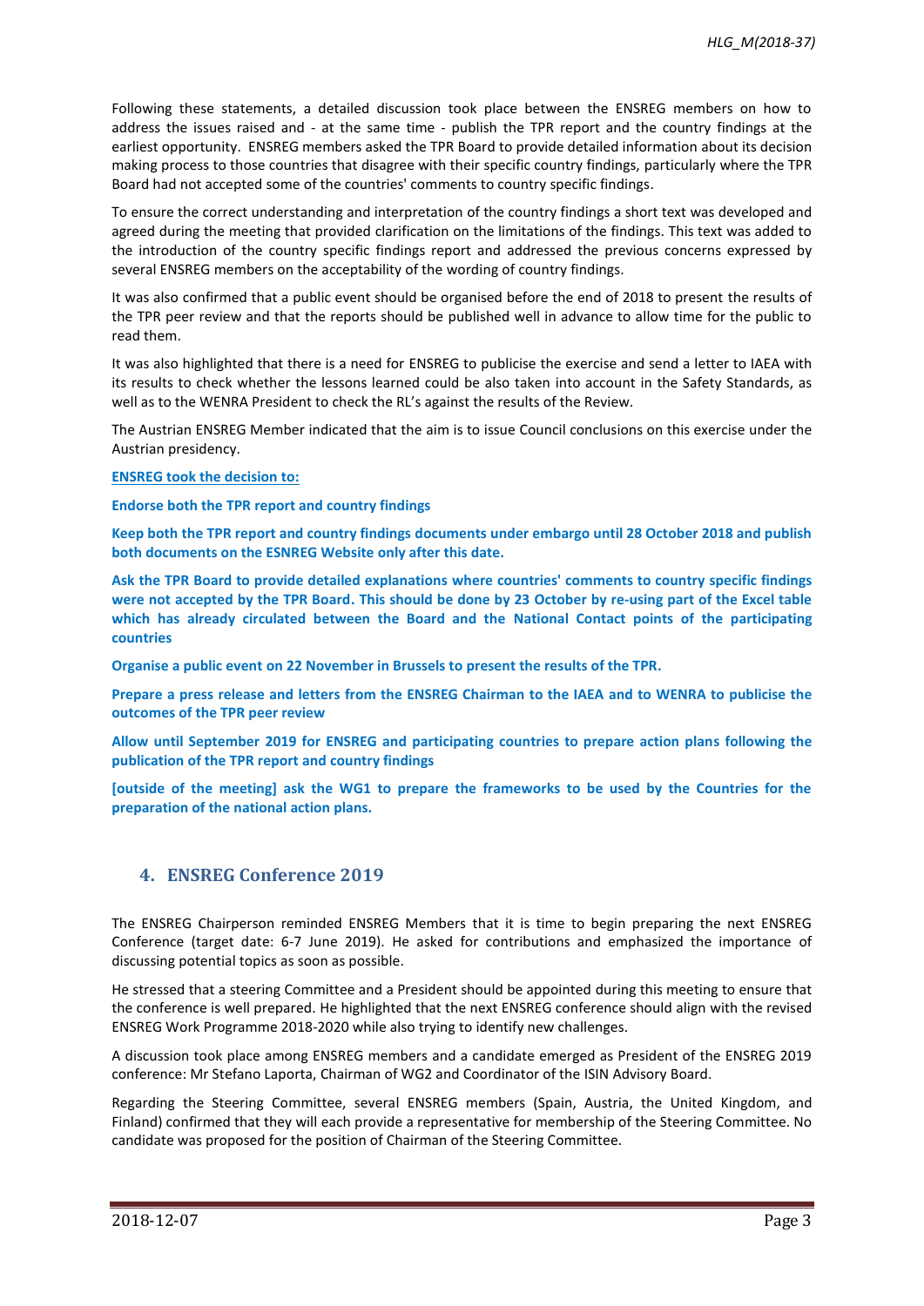Following these statements, a detailed discussion took place between the ENSREG members on how to address the issues raised and - at the same time - publish the TPR report and the country findings at the earliest opportunity. ENSREG members asked the TPR Board to provide detailed information about its decision making process to those countries that disagree with their specific country findings, particularly where the TPR Board had not accepted some of the countries' comments to country specific findings.

To ensure the correct understanding and interpretation of the country findings a short text was developed and agreed during the meeting that provided clarification on the limitations of the findings. This text was added to the introduction of the country specific findings report and addressed the previous concerns expressed by several ENSREG members on the acceptability of the wording of country findings.

It was also confirmed that a public event should be organised before the end of 2018 to present the results of the TPR peer review and that the reports should be published well in advance to allow time for the public to read them.

It was also highlighted that there is a need for ENSREG to publicise the exercise and send a letter to IAEA with its results to check whether the lessons learned could be also taken into account in the Safety Standards, as well as to the WENRA President to check the RL's against the results of the Review.

The Austrian ENSREG Member indicated that the aim is to issue Council conclusions on this exercise under the Austrian presidency.

**ENSREG took the decision to:**

**Endorse both the TPR report and country findings**

**Keep both the TPR report and country findings documents under embargo until 28 October 2018 and publish both documents on the ESNREG Website only after this date.**

**Ask the TPR Board to provide detailed explanations where countries' comments to country specific findings were not accepted by the TPR Board. This should be done by 23 October by re-using part of the Excel table which has already circulated between the Board and the National Contact points of the participating countries**

**Organise a public event on 22 November in Brussels to present the results of the TPR.**

**Prepare a press release and letters from the ENSREG Chairman to the IAEA and to WENRA to publicise the outcomes of the TPR peer review**

**Allow until September 2019 for ENSREG and participating countries to prepare action plans following the publication of the TPR report and country findings**

**[outside of the meeting] ask the WG1 to prepare the frameworks to be used by the Countries for the preparation of the national action plans.**

## 4. ENSREG Conference 2019

The ENSREG Chairperson reminded ENSREG Members that it is time to begin preparing the next ENSREG Conference (target date: 6-7 June 2019). He asked for contributions and emphasized the importance of discussing potential topics as soon as possible.

He stressed that a steering Committee and a President should be appointed during this meeting to ensure that the conference is well prepared. He highlighted that the next ENSREG conference should align with the revised ENSREG Work Programme 2018-2020 while also trying to identify new challenges.

A discussion took place among ENSREG members and a candidate emerged as President of the ENSREG 2019 conference: Mr Stefano Laporta, Chairman of WG2 and Coordinator of the ISIN Advisory Board.

Regarding the Steering Committee, several ENSREG members (Spain, Austria, the United Kingdom, and Finland) confirmed that they will each provide a representative for membership of the Steering Committee. No candidate was proposed for the position of Chairman of the Steering Committee.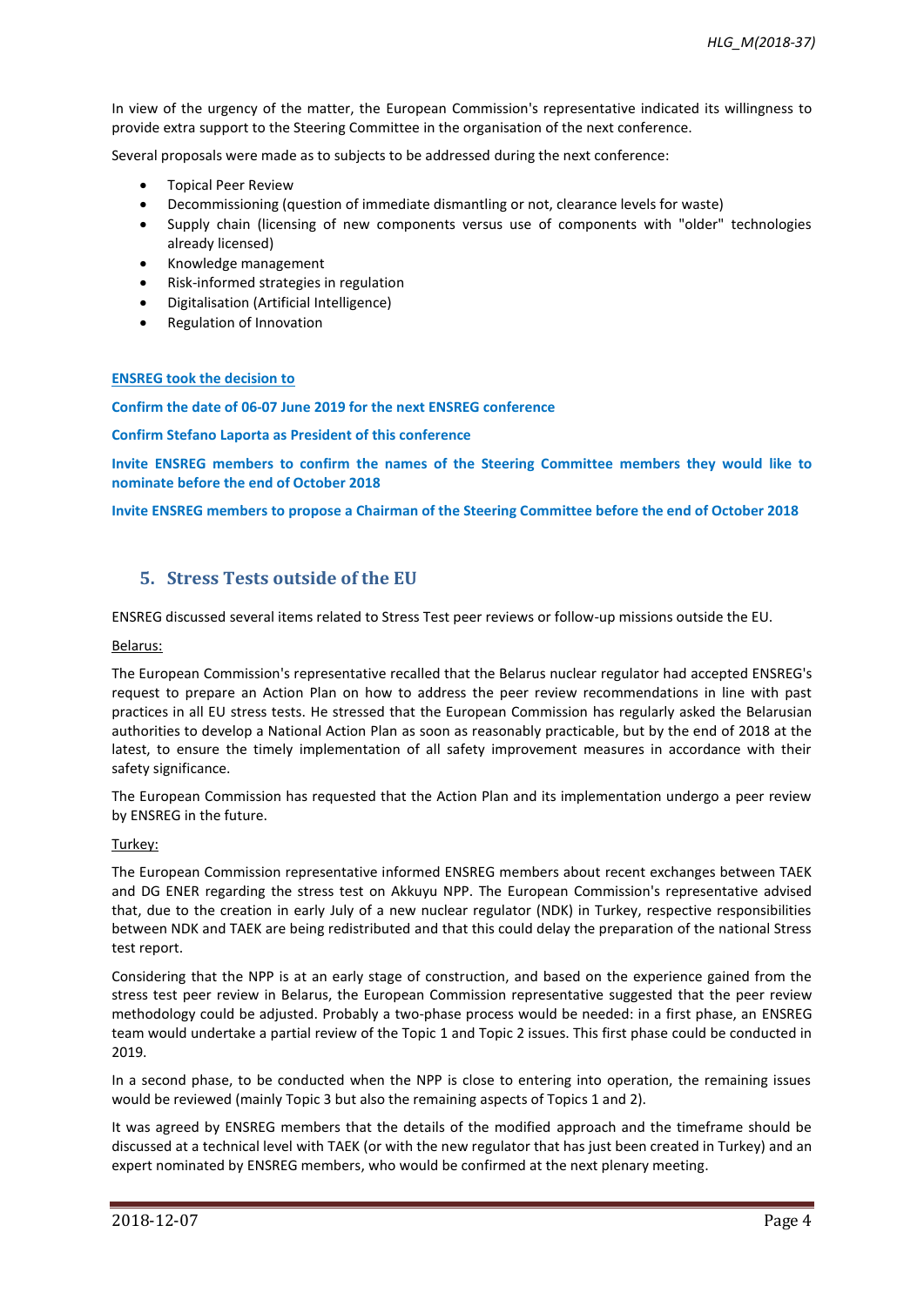In view of the urgency of the matter, the European Commission's representative indicated its willingness to provide extra support to the Steering Committee in the organisation of the next conference.

Several proposals were made as to subjects to be addressed during the next conference:

- Topical Peer Review
- Decommissioning (question of immediate dismantling or not, clearance levels for waste)
- Supply chain (licensing of new components versus use of components with "older" technologies already licensed)
- Knowledge management
- Risk-informed strategies in regulation
- Digitalisation (Artificial Intelligence)
- Regulation of Innovation

**ENSREG took the decision to**

**Confirm the date of 06-07 June 2019 for the next ENSREG conference**

**Confirm Stefano Laporta as President of this conference**

**Invite ENSREG members to confirm the names of the Steering Committee members they would like to nominate before the end of October 2018**

**Invite ENSREG members to propose a Chairman of the Steering Committee before the end of October 2018**

## 5. Stress Tests outside of the EU

ENSREG discussed several items related to Stress Test peer reviews or follow-up missions outside the EU.

Belarus:

The European Commission's representative recalled that the Belarus nuclear regulator had accepted ENSREG's request to prepare an Action Plan on how to address the peer review recommendations in line with past practices in all EU stress tests. He stressed that the European Commission has regularly asked the Belarusian authorities to develop a National Action Plan as soon as reasonably practicable, but by the end of 2018 at the latest, to ensure the timely implementation of all safety improvement measures in accordance with their safety significance.

The European Commission has requested that the Action Plan and its implementation undergo a peer review by ENSREG in the future.

Turkey:

The European Commission representative informed ENSREG members about recent exchanges between TAEK and DG ENER regarding the stress test on Akkuyu NPP. The European Commission's representative advised that, due to the creation in early July of a new nuclear regulator (NDK) in Turkey, respective responsibilities between NDK and TAEK are being redistributed and that this could delay the preparation of the national Stress test report.

Considering that the NPP is at an early stage of construction, and based on the experience gained from the stress test peer review in Belarus, the European Commission representative suggested that the peer review methodology could be adjusted. Probably a two-phase process would be needed: in a first phase, an ENSREG team would undertake a partial review of the Topic 1 and Topic 2 issues. This first phase could be conducted in 2019.

In a second phase, to be conducted when the NPP is close to entering into operation, the remaining issues would be reviewed (mainly Topic 3 but also the remaining aspects of Topics 1 and 2).

It was agreed by ENSREG members that the details of the modified approach and the timeframe should be discussed at a technical level with TAEK (or with the new regulator that has just been created in Turkey) and an expert nominated by ENSREG members, who would be confirmed at the next plenary meeting.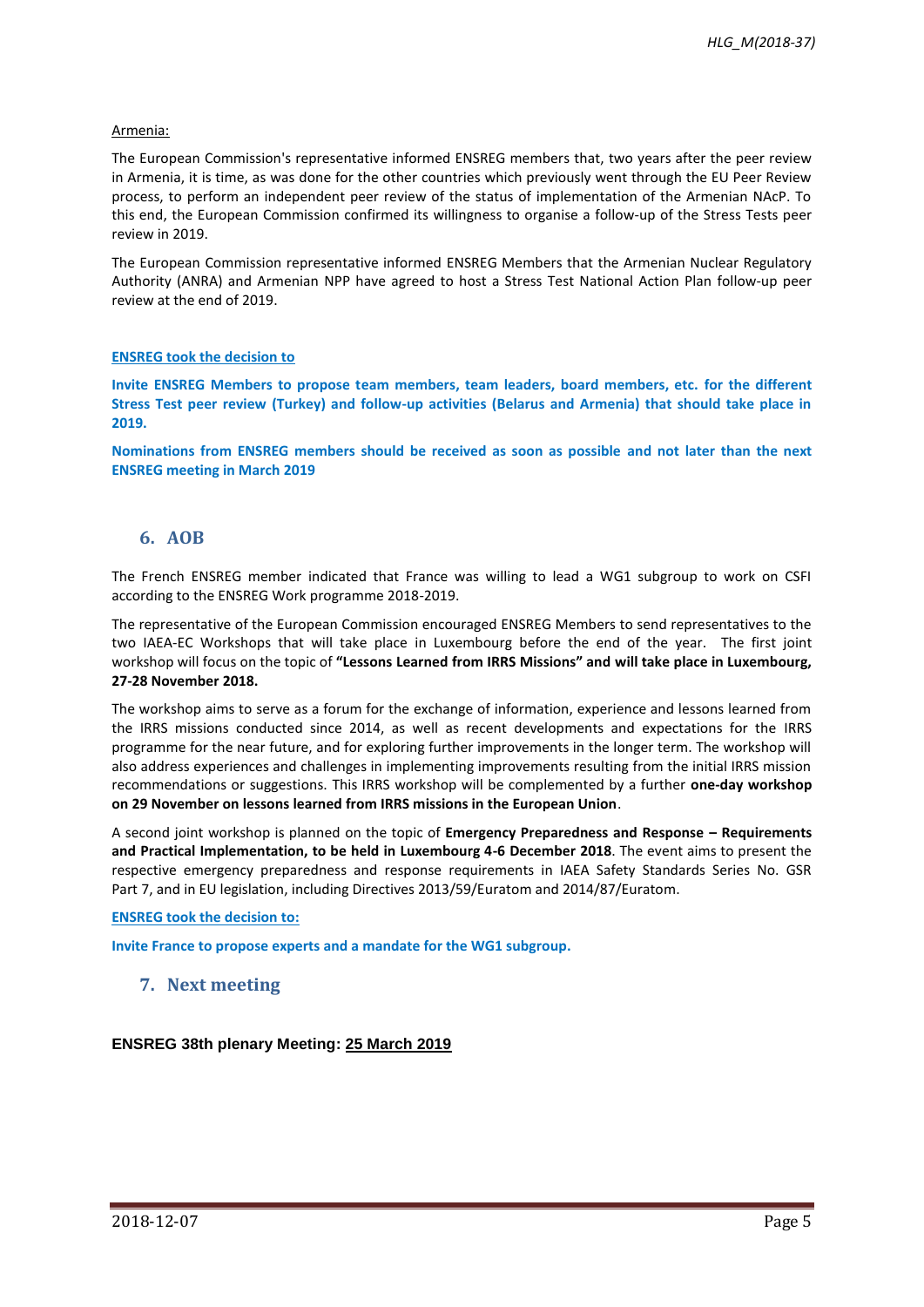Armenia:

The European Commission's representative informed ENSREG members that, two years after the peer review in Armenia, it is time, as was done for the other countries which previously went through the EU Peer Review process, to perform an independent peer review of the status of implementation of the Armenian NAcP. To this end, the European Commission confirmed its willingness to organise a follow-up of the Stress Tests peer review in 2019.

The European Commission representative informed ENSREG Members that the Armenian Nuclear Regulatory Authority (ANRA) and Armenian NPP have agreed to host a Stress Test National Action Plan follow-up peer review at the end of 2019.

**ENSREG took the decision to**

**Invite ENSREG Members to propose team members, team leaders, board members, etc. for the different Stress Test peer review (Turkey) and follow-up activities (Belarus and Armenia) that should take place in 2019.**

**Nominations from ENSREG members should be received as soon as possible and not later than the next ENSREG meeting in March 2019**

## 6. AOB

The French ENSREG member indicated that France was willing to lead a WG1 subgroup to work on CSFI according to the ENSREG Work programme 2018-2019.

The representative of the European Commission encouraged ENSREG Members to send representatives to the two IAEA-EC Workshops that will take place in Luxembourg before the end of the year. The first joint workshop will focus on the topic of **"Lessons Learned from IRRS Missions" and will take place in Luxembourg, 27-28 November 2018.**

The workshop aims to serve as a forum for the exchange of information, experience and lessons learned from the IRRS missions conducted since 2014, as well as recent developments and expectations for the IRRS programme for the near future, and for exploring further improvements in the longer term. The workshop will also address experiences and challenges in implementing improvements resulting from the initial IRRS mission recommendations or suggestions. This IRRS workshop will be complemented by a further **one-day workshop on 29 November on lessons learned from IRRS missions in the European Union**.

A second joint workshop is planned on the topic of **Emergency Preparedness and Response – Requirements and Practical Implementation, to be held in Luxembourg 4-6 December 2018**. The event aims to present the respective emergency preparedness and response requirements in IAEA Safety Standards Series No. GSR Part 7, and in EU legislation, including Directives 2013/59/Euratom and 2014/87/Euratom.

**ENSREG took the decision to:**

**Invite France to propose experts and a mandate for the WG1 subgroup.**

## 7. Next meeting

**ENSREG 38th plenary Meeting: 25 March 2019**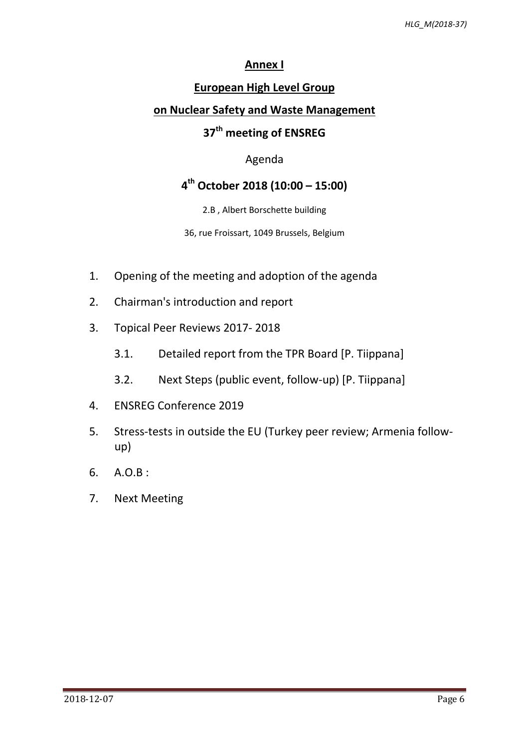## Annex I

## European High Level Group

## on Nuclear Safety and Waste Management

## 37th meeting of ENSREG

Agenda

**4th October 2018 (10:00 – 15:00)**

2.B , Albert Borschette building

36, rue Froissart, 1049 Brussels, Belgium

1. Opening of the meeting and adoption of the agenda
2. Chairman's introduction and report
3. Topical Peer Reviews 2017- 2018
   - 3.1. Detailed report from the TPR Board [P. Tiippana]
   - 3.2. Next Steps (public event, follow-up) [P. Tiippana]
4. ENSREG Conference 2019
5. Stress-tests in outside the EU (Turkey peer review; Armenia follow-up)
6. A.O.B :
7. Next Meeting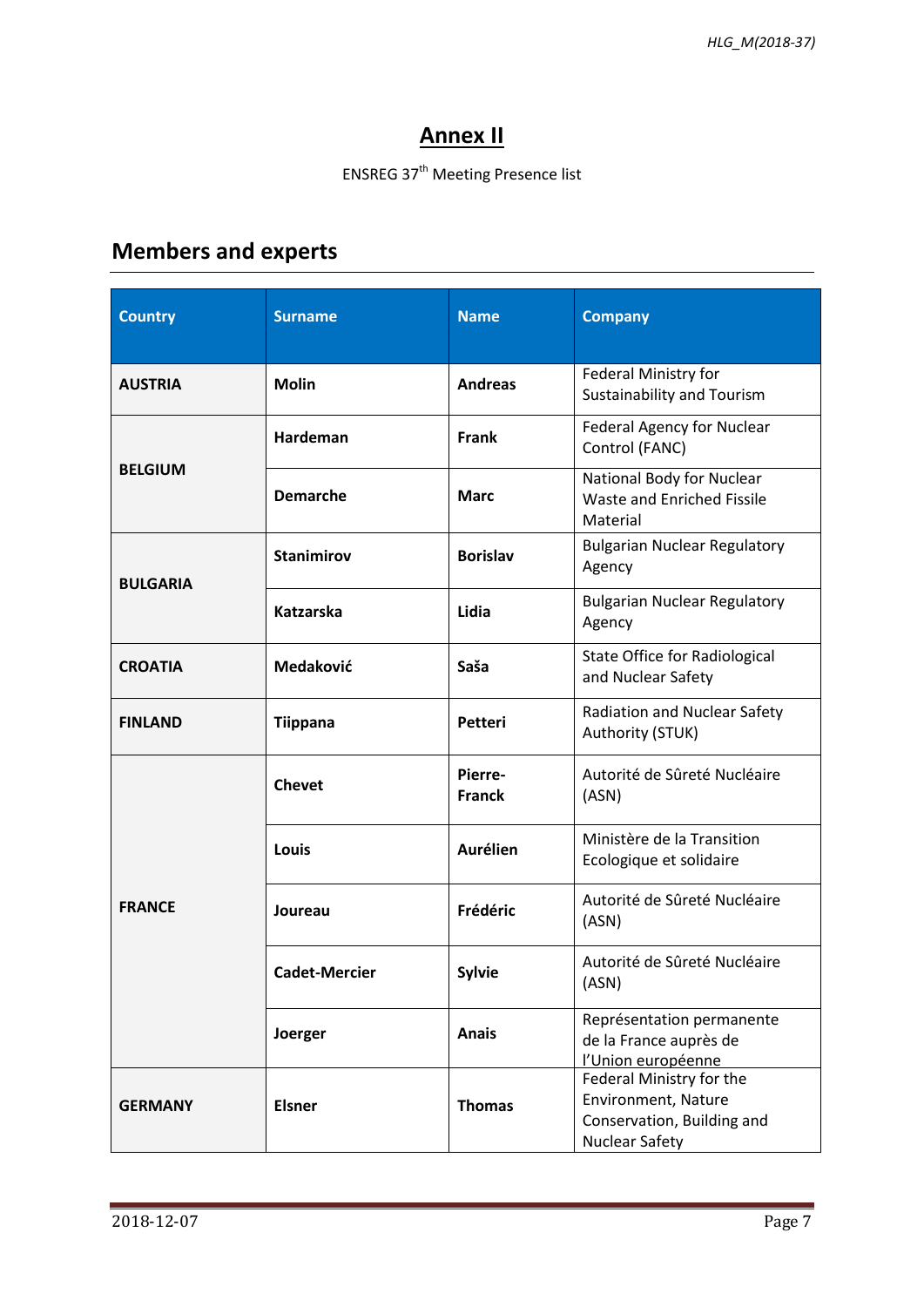# Annex II

ENSREG 37th Meeting Presence list

## Members and experts

| Country | Surname | Name | Company |
|---|---|---|---|
| **AUSTRIA** | **Molin** | **Andreas** | Federal Ministry for Sustainability and Tourism |
| **BELGIUM** | **Hardeman** | **Frank** | Federal Agency for Nuclear Control (FANC) |
| | **Demarche** | **Marc** | National Body for Nuclear Waste and Enriched Fissile Material |
| **BULGARIA** | **Stanimirov** | **Borislav** | Bulgarian Nuclear Regulatory Agency |
| | **Katzarska** | **Lidia** | Bulgarian Nuclear Regulatory Agency |
| **CROATIA** | **Medaković** | **Saša** | State Office for Radiological and Nuclear Safety |
| **FINLAND** | **Tiippana** | **Petteri** | Radiation and Nuclear Safety Authority (STUK) |
| **FRANCE** | **Chevet** | **Pierre-Franck** | Autorité de Sûreté Nucléaire (ASN) |
| | **Louis** | **Aurélien** | Ministère de la Transition Ecologique et solidaire |
| | **Joureau** | **Frédéric** | Autorité de Sûreté Nucléaire (ASN) |
| | **Cadet-Mercier** | **Sylvie** | Autorité de Sûreté Nucléaire (ASN) |
| | **Joerger** | **Anais** | Représentation permanente de la France auprès de l'Union européenne |
| **GERMANY** | **Elsner** | **Thomas** | Federal Ministry for the Environment, Nature Conservation, Building and Nuclear Safety |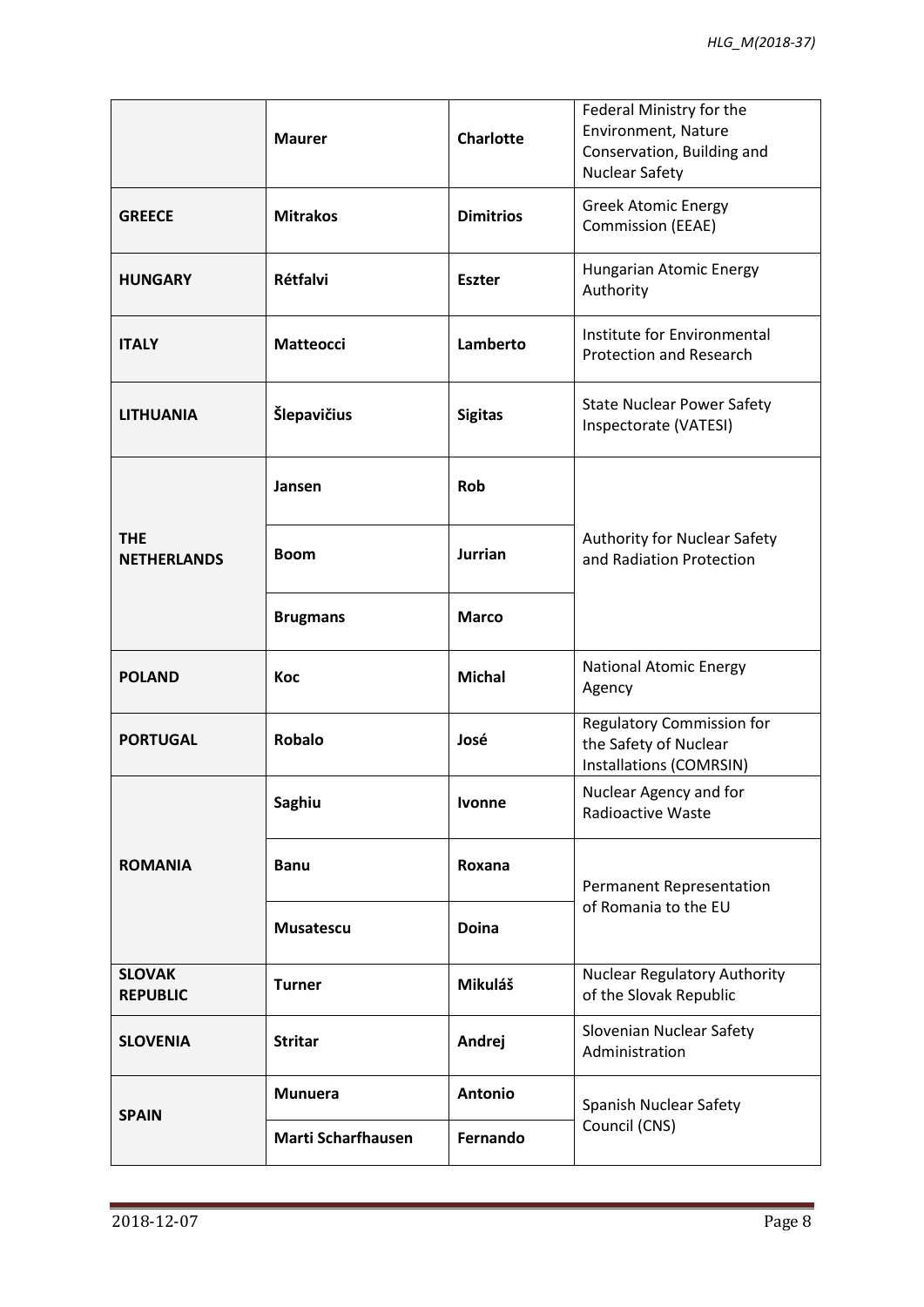| | | | |
|---|---|---|---|
| | **Maurer** | **Charlotte** | Federal Ministry for the Environment, Nature Conservation, Building and Nuclear Safety |
| **GREECE** | **Mitrakos** | **Dimitrios** | Greek Atomic Energy Commission (EEAE) |
| **HUNGARY** | **Rétfalvi** | **Eszter** | Hungarian Atomic Energy Authority |
| **ITALY** | **Matteocci** | **Lamberto** | Institute for Environmental Protection and Research |
| **LITHUANIA** | **Šlepavičius** | **Sigitas** | State Nuclear Power Safety Inspectorate (VATESI) |
| **THE NETHERLANDS** | **Jansen** | **Rob** | Authority for Nuclear Safety and Radiation Protection |
| | **Boom** | **Jurrian** | |
| | **Brugmans** | **Marco** | |
| **POLAND** | **Koc** | **Michal** | National Atomic Energy Agency |
| **PORTUGAL** | **Robalo** | **José** | Regulatory Commission for the Safety of Nuclear Installations (COMRSIN) |
| **ROMANIA** | **Saghiu** | **Ivonne** | Nuclear Agency and for Radioactive Waste |
| | **Banu** | **Roxana** | Permanent Representation of Romania to the EU |
| | **Musatescu** | **Doina** | |
| **SLOVAK REPUBLIC** | **Turner** | **Mikuláš** | Nuclear Regulatory Authority of the Slovak Republic |
| **SLOVENIA** | **Stritar** | **Andrej** | Slovenian Nuclear Safety Administration |
| **SPAIN** | **Munuera** | **Antonio** | Spanish Nuclear Safety Council (CNS) |
| | **Marti Scharfhausen** | **Fernando** | |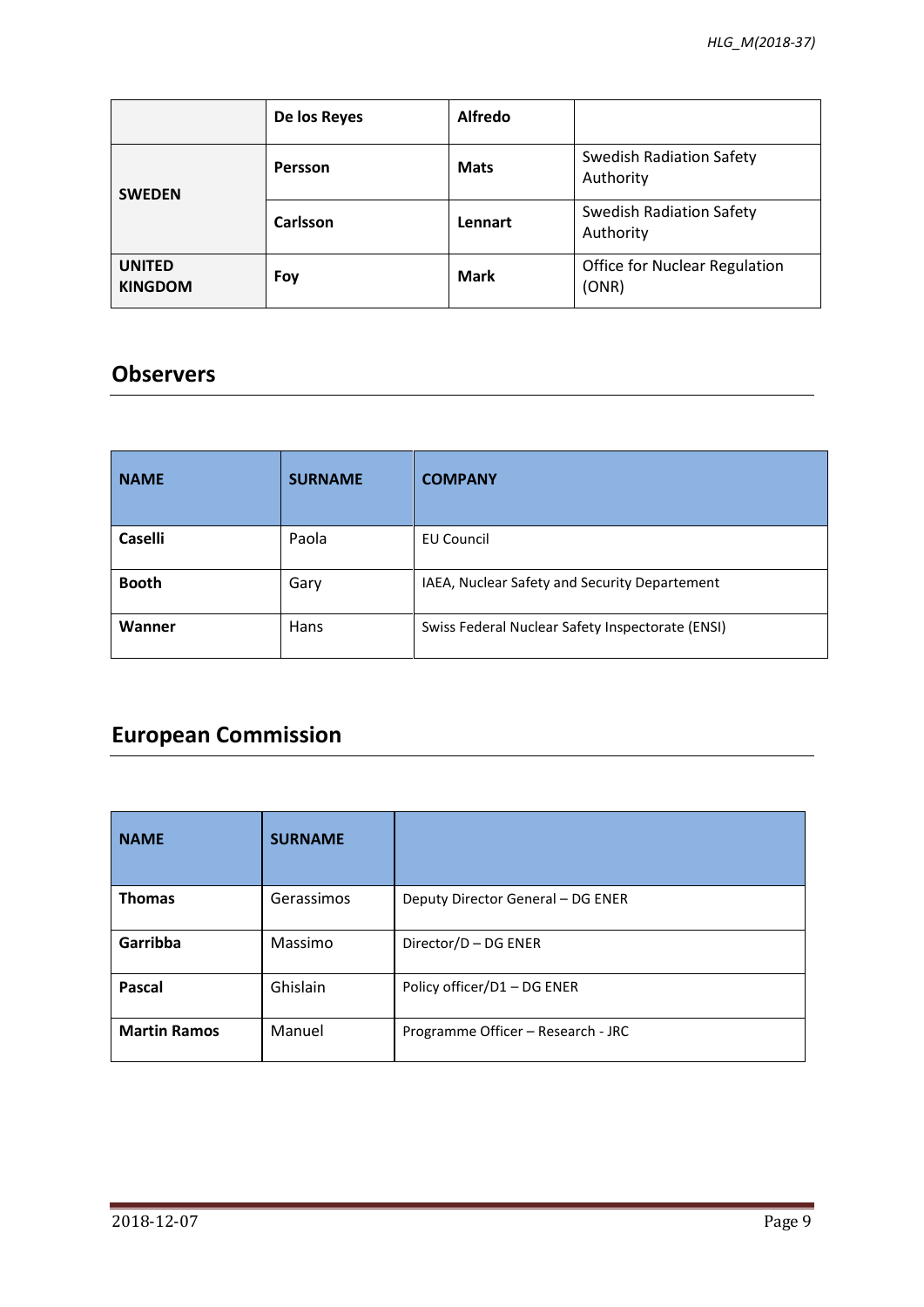| | | | |
|---|---|---|---|
| | **De los Reyes** | **Alfredo** | |
| **SWEDEN** | **Persson** | **Mats** | Swedish Radiation Safety Authority |
| | **Carlsson** | **Lennart** | Swedish Radiation Safety Authority |
| **UNITED KINGDOM** | **Foy** | **Mark** | Office for Nuclear Regulation (ONR) |

## Observers

| NAME | SURNAME | COMPANY |
|---|---|---|
| **Caselli** | Paola | EU Council |
| **Booth** | Gary | IAEA, Nuclear Safety and Security Departement |
| **Wanner** | Hans | Swiss Federal Nuclear Safety Inspectorate (ENSI) |

## European Commission

| NAME | SURNAME | |
|---|---|---|
| **Thomas** | Gerassimos | Deputy Director General – DG ENER |
| **Garribba** | Massimo | Director/D – DG ENER |
| **Pascal** | Ghislain | Policy officer/D1 – DG ENER |
| **Martin Ramos** | Manuel | Programme Officer – Research - JRC |